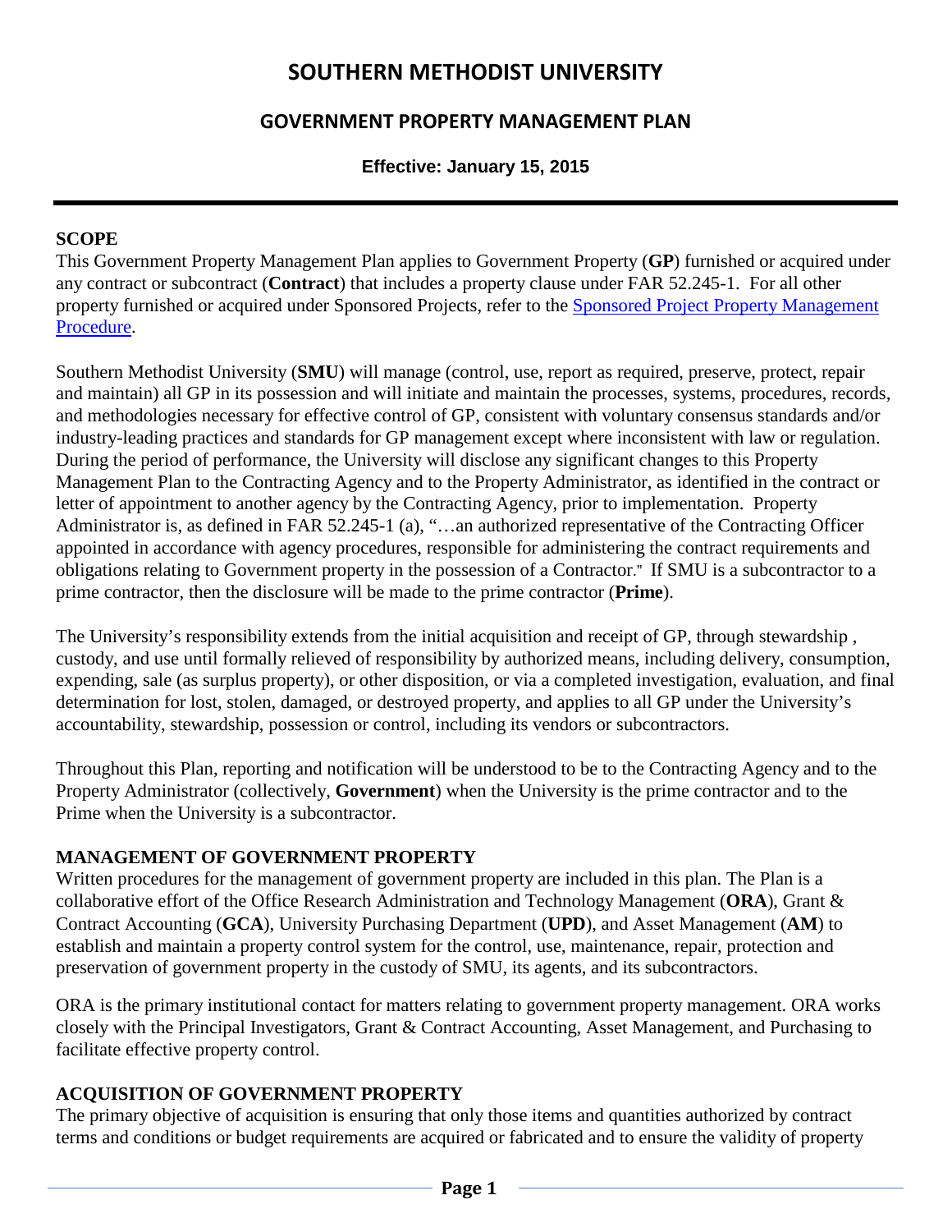# SOUTHERN METHODIST UNIVERSITY

## GOVERNMENT PROPERTY MANAGEMENT PLAN

**Effective: January 15, 2015**

---

**SCOPE**

This Government Property Management Plan applies to Government Property (**GP**) furnished or acquired under any contract or subcontract (**Contract**) that includes a property clause under FAR 52.245-1. For all other property furnished or acquired under Sponsored Projects, refer to the Sponsored Project Property Management Procedure.

Southern Methodist University (**SMU**) will manage (control, use, report as required, preserve, protect, repair and maintain) all GP in its possession and will initiate and maintain the processes, systems, procedures, records, and methodologies necessary for effective control of GP, consistent with voluntary consensus standards and/or industry-leading practices and standards for GP management except where inconsistent with law or regulation. During the period of performance, the University will disclose any significant changes to this Property Management Plan to the Contracting Agency and to the Property Administrator, as identified in the contract or letter of appointment to another agency by the Contracting Agency, prior to implementation. Property Administrator is, as defined in FAR 52.245-1 (a), "…an authorized representative of the Contracting Officer appointed in accordance with agency procedures, responsible for administering the contract requirements and obligations relating to Government property in the possession of a Contractor." If SMU is a subcontractor to a prime contractor, then the disclosure will be made to the prime contractor (**Prime**).

The University's responsibility extends from the initial acquisition and receipt of GP, through stewardship , custody, and use until formally relieved of responsibility by authorized means, including delivery, consumption, expending, sale (as surplus property), or other disposition, or via a completed investigation, evaluation, and final determination for lost, stolen, damaged, or destroyed property, and applies to all GP under the University's accountability, stewardship, possession or control, including its vendors or subcontractors.

Throughout this Plan, reporting and notification will be understood to be to the Contracting Agency and to the Property Administrator (collectively, **Government**) when the University is the prime contractor and to the Prime when the University is a subcontractor.

**MANAGEMENT OF GOVERNMENT PROPERTY**

Written procedures for the management of government property are included in this plan. The Plan is a collaborative effort of the Office Research Administration and Technology Management (**ORA**), Grant & Contract Accounting (**GCA**), University Purchasing Department (**UPD**), and Asset Management (**AM**) to establish and maintain a property control system for the control, use, maintenance, repair, protection and preservation of government property in the custody of SMU, its agents, and its subcontractors.

ORA is the primary institutional contact for matters relating to government property management. ORA works closely with the Principal Investigators, Grant & Contract Accounting, Asset Management, and Purchasing to facilitate effective property control.

**ACQUISITION OF GOVERNMENT PROPERTY**

The primary objective of acquisition is ensuring that only those items and quantities authorized by contract terms and conditions or budget requirements are acquired or fabricated and to ensure the validity of property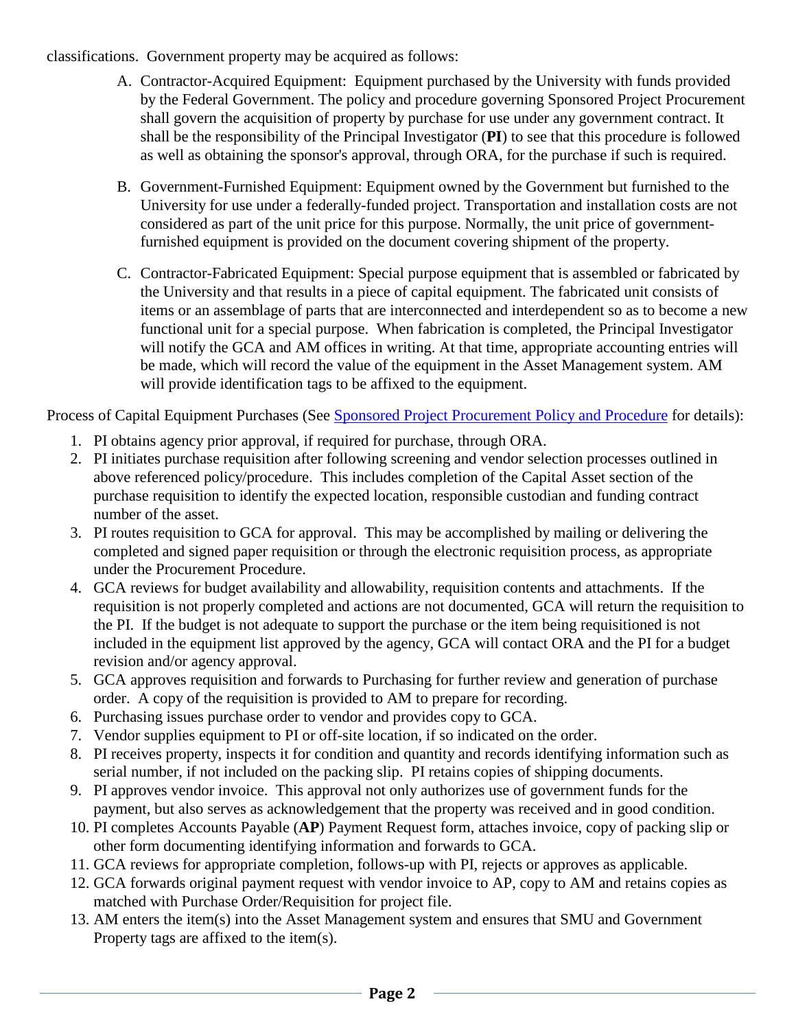classifications. Government property may be acquired as follows:

A. Contractor-Acquired Equipment: Equipment purchased by the University with funds provided by the Federal Government. The policy and procedure governing Sponsored Project Procurement shall govern the acquisition of property by purchase for use under any government contract. It shall be the responsibility of the Principal Investigator (**PI**) to see that this procedure is followed as well as obtaining the sponsor's approval, through ORA, for the purchase if such is required.

B. Government-Furnished Equipment: Equipment owned by the Government but furnished to the University for use under a federally-funded project. Transportation and installation costs are not considered as part of the unit price for this purpose. Normally, the unit price of government-furnished equipment is provided on the document covering shipment of the property.

C. Contractor-Fabricated Equipment: Special purpose equipment that is assembled or fabricated by the University and that results in a piece of capital equipment. The fabricated unit consists of items or an assemblage of parts that are interconnected and interdependent so as to become a new functional unit for a special purpose. When fabrication is completed, the Principal Investigator will notify the GCA and AM offices in writing. At that time, appropriate accounting entries will be made, which will record the value of the equipment in the Asset Management system. AM will provide identification tags to be affixed to the equipment.

Process of Capital Equipment Purchases (See Sponsored Project Procurement Policy and Procedure for details):

1. PI obtains agency prior approval, if required for purchase, through ORA.
2. PI initiates purchase requisition after following screening and vendor selection processes outlined in above referenced policy/procedure. This includes completion of the Capital Asset section of the purchase requisition to identify the expected location, responsible custodian and funding contract number of the asset.
3. PI routes requisition to GCA for approval. This may be accomplished by mailing or delivering the completed and signed paper requisition or through the electronic requisition process, as appropriate under the Procurement Procedure.
4. GCA reviews for budget availability and allowability, requisition contents and attachments. If the requisition is not properly completed and actions are not documented, GCA will return the requisition to the PI. If the budget is not adequate to support the purchase or the item being requisitioned is not included in the equipment list approved by the agency, GCA will contact ORA and the PI for a budget revision and/or agency approval.
5. GCA approves requisition and forwards to Purchasing for further review and generation of purchase order. A copy of the requisition is provided to AM to prepare for recording.
6. Purchasing issues purchase order to vendor and provides copy to GCA.
7. Vendor supplies equipment to PI or off-site location, if so indicated on the order.
8. PI receives property, inspects it for condition and quantity and records identifying information such as serial number, if not included on the packing slip. PI retains copies of shipping documents.
9. PI approves vendor invoice. This approval not only authorizes use of government funds for the payment, but also serves as acknowledgement that the property was received and in good condition.
10. PI completes Accounts Payable (**AP**) Payment Request form, attaches invoice, copy of packing slip or other form documenting identifying information and forwards to GCA.
11. GCA reviews for appropriate completion, follows-up with PI, rejects or approves as applicable.
12. GCA forwards original payment request with vendor invoice to AP, copy to AM and retains copies as matched with Purchase Order/Requisition for project file.
13. AM enters the item(s) into the Asset Management system and ensures that SMU and Government Property tags are affixed to the item(s).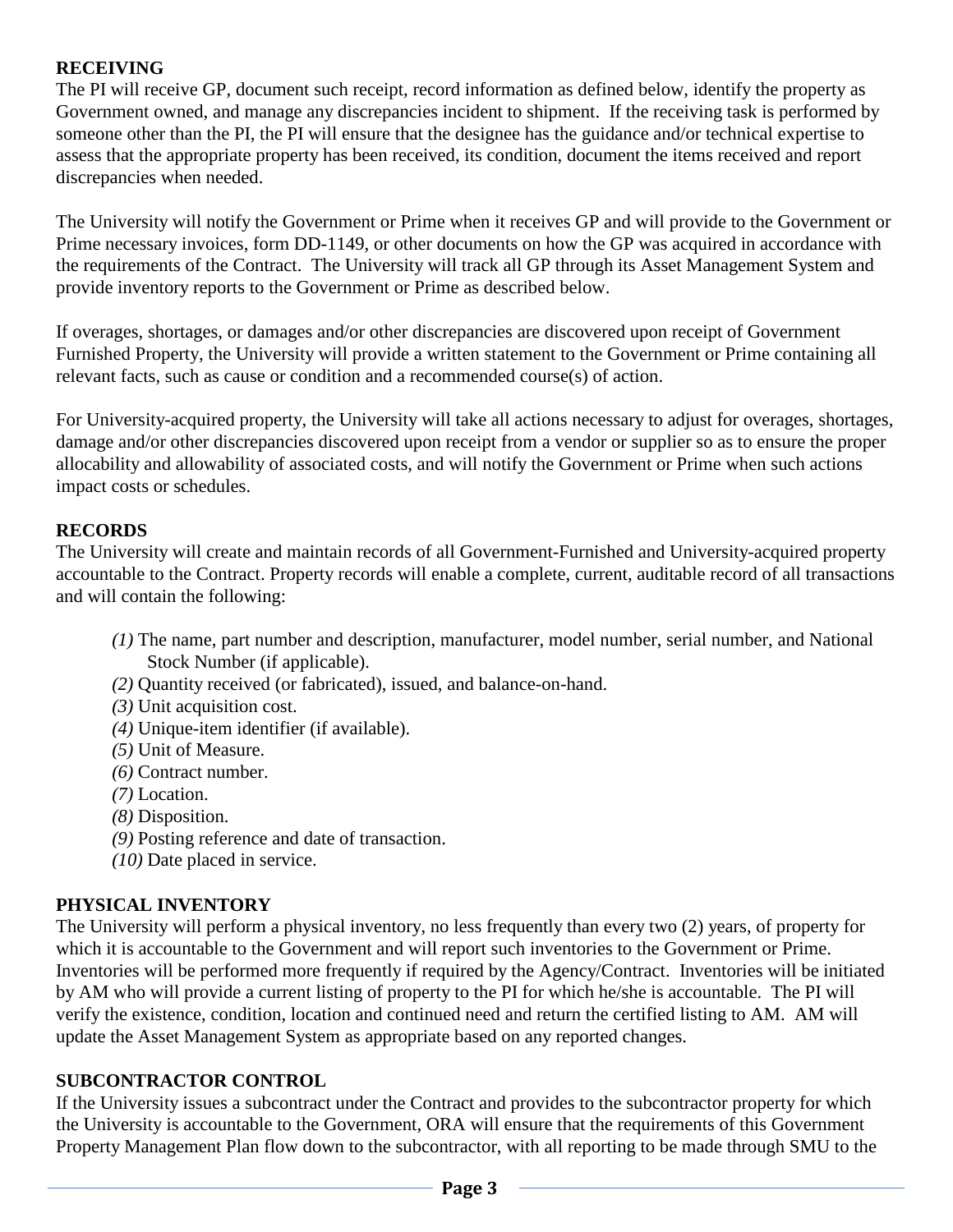## RECEIVING

The PI will receive GP, document such receipt, record information as defined below, identify the property as Government owned, and manage any discrepancies incident to shipment. If the receiving task is performed by someone other than the PI, the PI will ensure that the designee has the guidance and/or technical expertise to assess that the appropriate property has been received, its condition, document the items received and report discrepancies when needed.

The University will notify the Government or Prime when it receives GP and will provide to the Government or Prime necessary invoices, form DD-1149, or other documents on how the GP was acquired in accordance with the requirements of the Contract. The University will track all GP through its Asset Management System and provide inventory reports to the Government or Prime as described below.

If overages, shortages, or damages and/or other discrepancies are discovered upon receipt of Government Furnished Property, the University will provide a written statement to the Government or Prime containing all relevant facts, such as cause or condition and a recommended course(s) of action.

For University-acquired property, the University will take all actions necessary to adjust for overages, shortages, damage and/or other discrepancies discovered upon receipt from a vendor or supplier so as to ensure the proper allocability and allowability of associated costs, and will notify the Government or Prime when such actions impact costs or schedules.

## RECORDS

The University will create and maintain records of all Government-Furnished and University-acquired property accountable to the Contract. Property records will enable a complete, current, auditable record of all transactions and will contain the following:

- *(1)* The name, part number and description, manufacturer, model number, serial number, and National Stock Number (if applicable).
- *(2)* Quantity received (or fabricated), issued, and balance-on-hand.
- *(3)* Unit acquisition cost.
- *(4)* Unique-item identifier (if available).
- *(5)* Unit of Measure.
- *(6)* Contract number.
- *(7)* Location.
- *(8)* Disposition.
- *(9)* Posting reference and date of transaction.
- *(10)* Date placed in service.

## PHYSICAL INVENTORY

The University will perform a physical inventory, no less frequently than every two (2) years, of property for which it is accountable to the Government and will report such inventories to the Government or Prime. Inventories will be performed more frequently if required by the Agency/Contract. Inventories will be initiated by AM who will provide a current listing of property to the PI for which he/she is accountable. The PI will verify the existence, condition, location and continued need and return the certified listing to AM. AM will update the Asset Management System as appropriate based on any reported changes.

## SUBCONTRACTOR CONTROL

If the University issues a subcontract under the Contract and provides to the subcontractor property for which the University is accountable to the Government, ORA will ensure that the requirements of this Government Property Management Plan flow down to the subcontractor, with all reporting to be made through SMU to the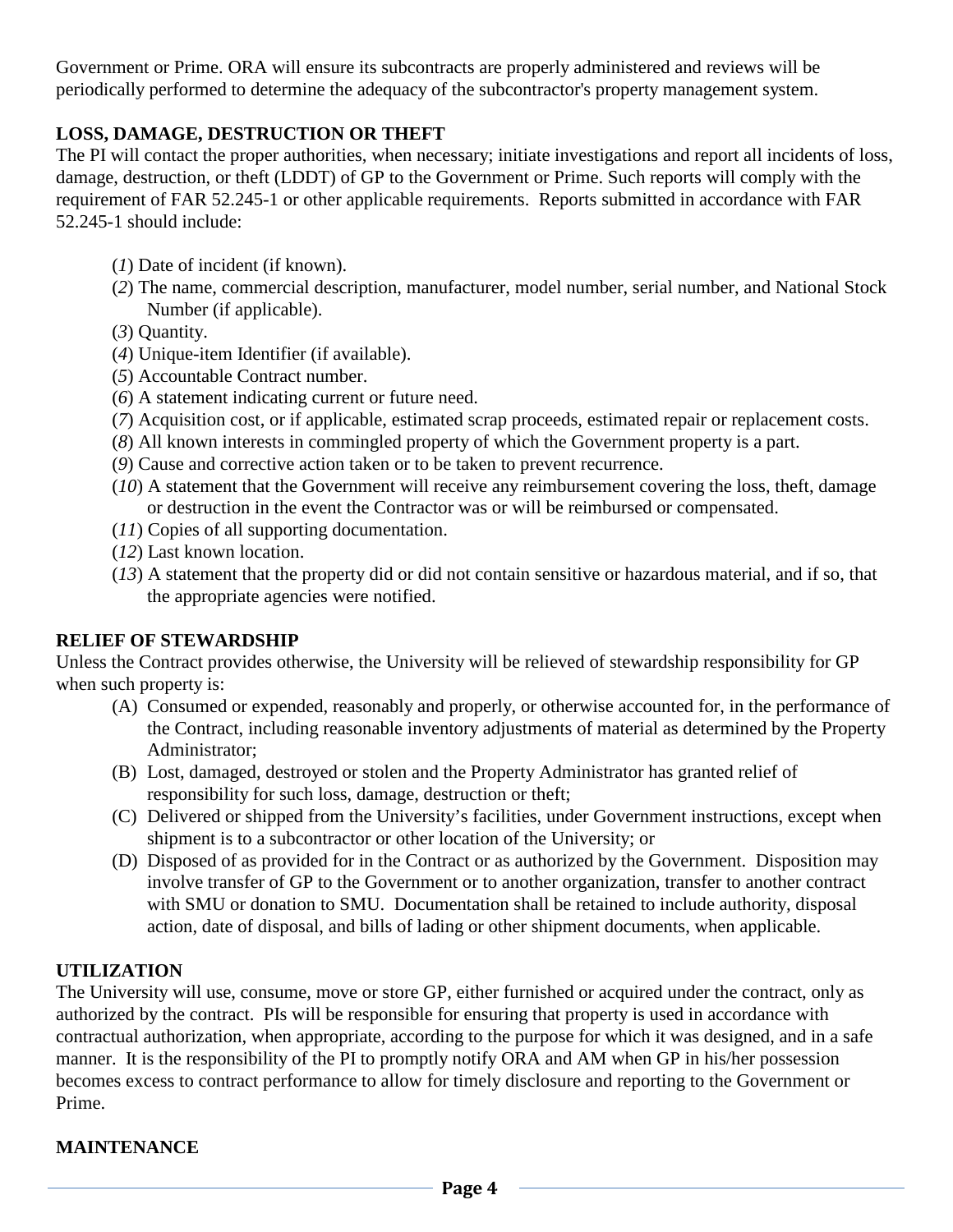Government or Prime. ORA will ensure its subcontracts are properly administered and reviews will be periodically performed to determine the adequacy of the subcontractor's property management system.

**LOSS, DAMAGE, DESTRUCTION OR THEFT**

The PI will contact the proper authorities, when necessary; initiate investigations and report all incidents of loss, damage, destruction, or theft (LDDT) of GP to the Government or Prime. Such reports will comply with the requirement of FAR 52.245-1 or other applicable requirements. Reports submitted in accordance with FAR 52.245-1 should include:

(*1*) Date of incident (if known).
(*2*) The name, commercial description, manufacturer, model number, serial number, and National Stock Number (if applicable).
(*3*) Quantity.
(*4*) Unique-item Identifier (if available).
(*5*) Accountable Contract number.
(*6*) A statement indicating current or future need.
(*7*) Acquisition cost, or if applicable, estimated scrap proceeds, estimated repair or replacement costs.
(*8*) All known interests in commingled property of which the Government property is a part.
(*9*) Cause and corrective action taken or to be taken to prevent recurrence.
(*10*) A statement that the Government will receive any reimbursement covering the loss, theft, damage or destruction in the event the Contractor was or will be reimbursed or compensated.
(*11*) Copies of all supporting documentation.
(*12*) Last known location.
(*13*) A statement that the property did or did not contain sensitive or hazardous material, and if so, that the appropriate agencies were notified.

**RELIEF OF STEWARDSHIP**

Unless the Contract provides otherwise, the University will be relieved of stewardship responsibility for GP when such property is:

(A) Consumed or expended, reasonably and properly, or otherwise accounted for, in the performance of the Contract, including reasonable inventory adjustments of material as determined by the Property Administrator;
(B) Lost, damaged, destroyed or stolen and the Property Administrator has granted relief of responsibility for such loss, damage, destruction or theft;
(C) Delivered or shipped from the University's facilities, under Government instructions, except when shipment is to a subcontractor or other location of the University; or
(D) Disposed of as provided for in the Contract or as authorized by the Government. Disposition may involve transfer of GP to the Government or to another organization, transfer to another contract with SMU or donation to SMU. Documentation shall be retained to include authority, disposal action, date of disposal, and bills of lading or other shipment documents, when applicable.

**UTILIZATION**

The University will use, consume, move or store GP, either furnished or acquired under the contract, only as authorized by the contract. PIs will be responsible for ensuring that property is used in accordance with contractual authorization, when appropriate, according to the purpose for which it was designed, and in a safe manner. It is the responsibility of the PI to promptly notify ORA and AM when GP in his/her possession becomes excess to contract performance to allow for timely disclosure and reporting to the Government or Prime.

**MAINTENANCE**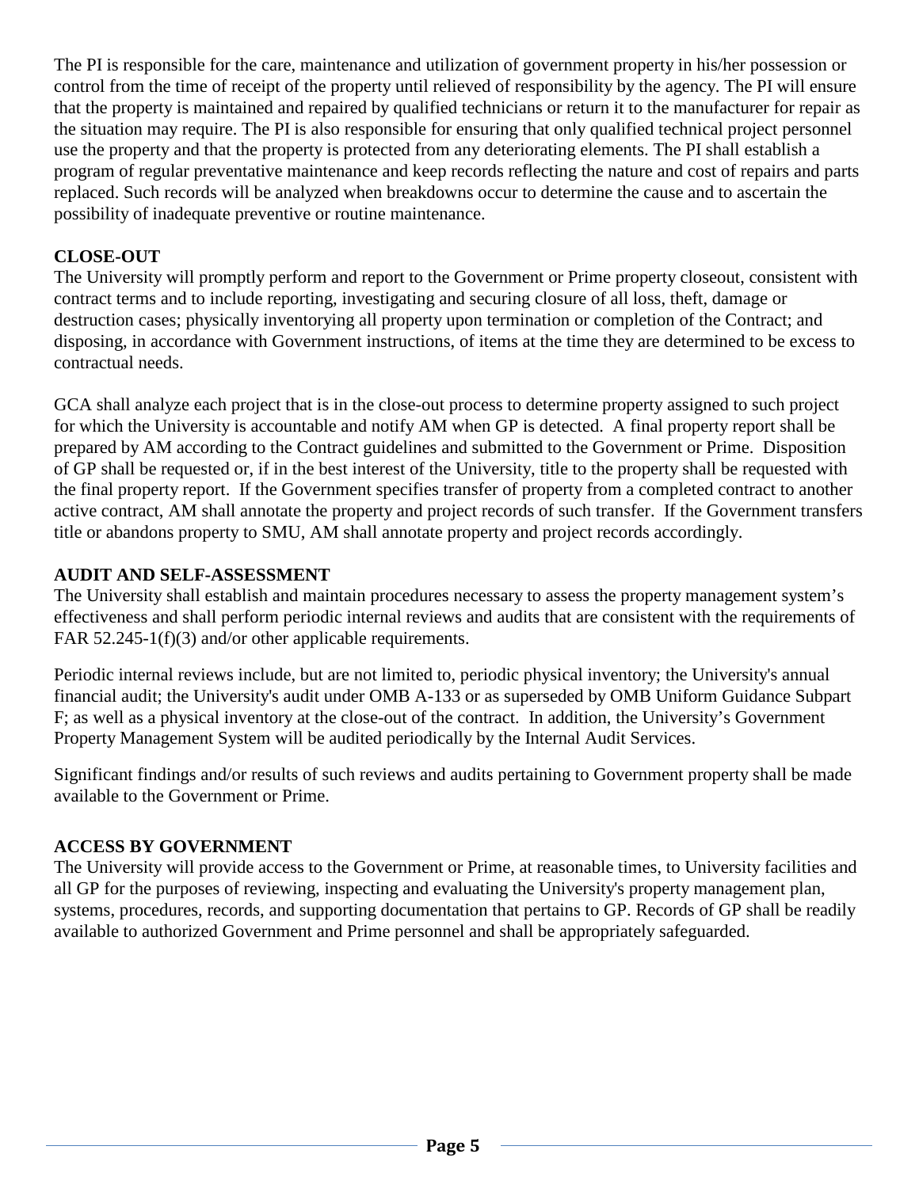The PI is responsible for the care, maintenance and utilization of government property in his/her possession or control from the time of receipt of the property until relieved of responsibility by the agency. The PI will ensure that the property is maintained and repaired by qualified technicians or return it to the manufacturer for repair as the situation may require. The PI is also responsible for ensuring that only qualified technical project personnel use the property and that the property is protected from any deteriorating elements. The PI shall establish a program of regular preventative maintenance and keep records reflecting the nature and cost of repairs and parts replaced. Such records will be analyzed when breakdowns occur to determine the cause and to ascertain the possibility of inadequate preventive or routine maintenance.

## CLOSE-OUT

The University will promptly perform and report to the Government or Prime property closeout, consistent with contract terms and to include reporting, investigating and securing closure of all loss, theft, damage or destruction cases; physically inventorying all property upon termination or completion of the Contract; and disposing, in accordance with Government instructions, of items at the time they are determined to be excess to contractual needs.

GCA shall analyze each project that is in the close-out process to determine property assigned to such project for which the University is accountable and notify AM when GP is detected. A final property report shall be prepared by AM according to the Contract guidelines and submitted to the Government or Prime. Disposition of GP shall be requested or, if in the best interest of the University, title to the property shall be requested with the final property report. If the Government specifies transfer of property from a completed contract to another active contract, AM shall annotate the property and project records of such transfer. If the Government transfers title or abandons property to SMU, AM shall annotate property and project records accordingly.

## AUDIT AND SELF-ASSESSMENT

The University shall establish and maintain procedures necessary to assess the property management system's effectiveness and shall perform periodic internal reviews and audits that are consistent with the requirements of FAR 52.245-1(f)(3) and/or other applicable requirements.

Periodic internal reviews include, but are not limited to, periodic physical inventory; the University's annual financial audit; the University's audit under OMB A-133 or as superseded by OMB Uniform Guidance Subpart F; as well as a physical inventory at the close-out of the contract. In addition, the University's Government Property Management System will be audited periodically by the Internal Audit Services.

Significant findings and/or results of such reviews and audits pertaining to Government property shall be made available to the Government or Prime.

## ACCESS BY GOVERNMENT

The University will provide access to the Government or Prime, at reasonable times, to University facilities and all GP for the purposes of reviewing, inspecting and evaluating the University's property management plan, systems, procedures, records, and supporting documentation that pertains to GP. Records of GP shall be readily available to authorized Government and Prime personnel and shall be appropriately safeguarded.